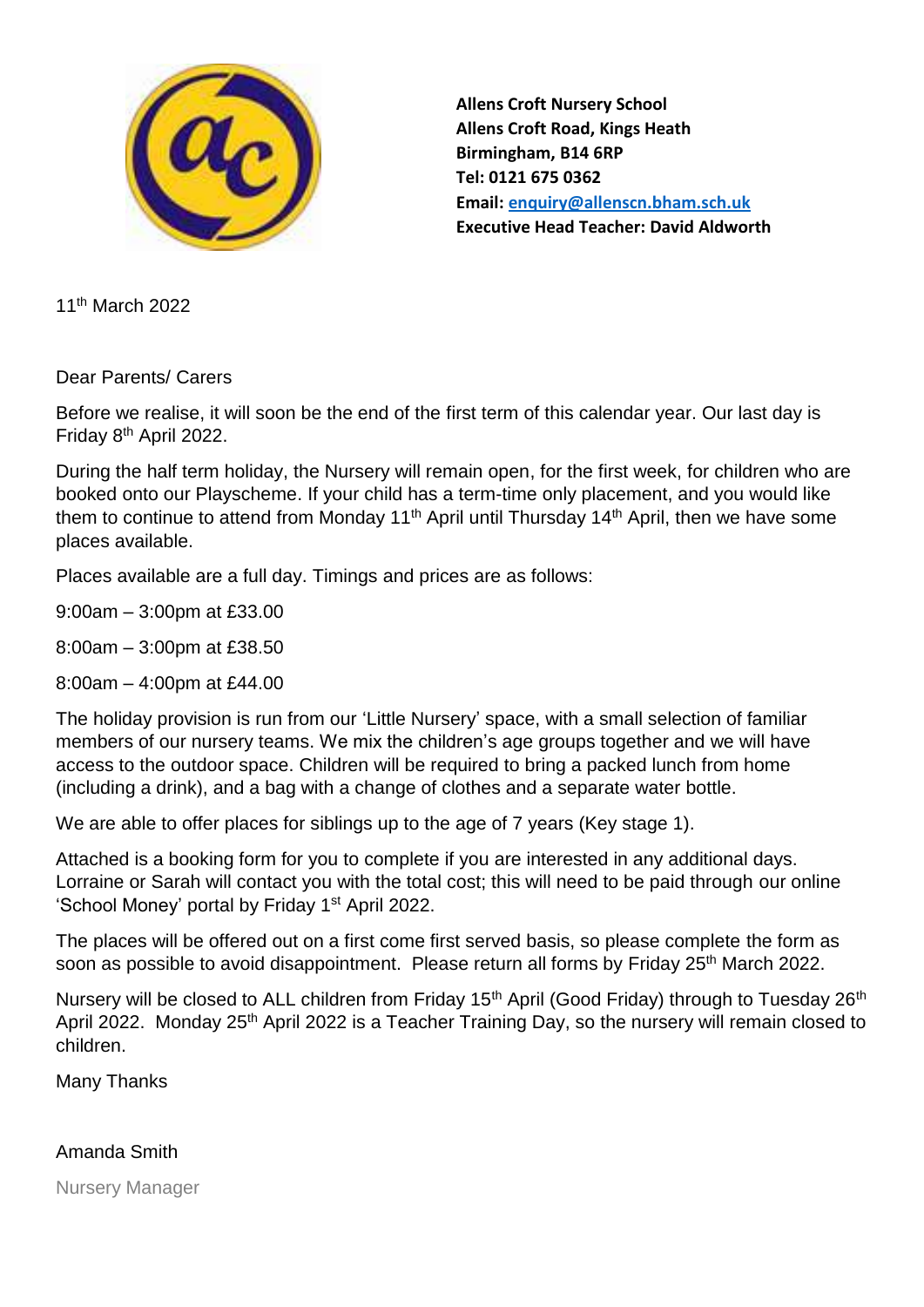**Allens Croft Nursery School**
**Allens Croft Road, Kings Heath**
**Birmingham, B14 6RP**
**Tel: 0121 675 0362**
**Email: enquiry@allenscn.bham.sch.uk**
**Executive Head Teacher: David Aldworth**

11th March 2022

Dear Parents/ Carers

Before we realise, it will soon be the end of the first term of this calendar year. Our last day is Friday 8th April 2022.

During the half term holiday, the Nursery will remain open, for the first week, for children who are booked onto our Playscheme. If your child has a term-time only placement, and you would like them to continue to attend from Monday 11th April until Thursday 14th April, then we have some places available.

Places available are a full day. Timings and prices are as follows:

9:00am – 3:00pm at £33.00

8:00am – 3:00pm at £38.50

8:00am – 4:00pm at £44.00

The holiday provision is run from our 'Little Nursery' space, with a small selection of familiar members of our nursery teams. We mix the children's age groups together and we will have access to the outdoor space. Children will be required to bring a packed lunch from home (including a drink), and a bag with a change of clothes and a separate water bottle.

We are able to offer places for siblings up to the age of 7 years (Key stage 1).

Attached is a booking form for you to complete if you are interested in any additional days. Lorraine or Sarah will contact you with the total cost; this will need to be paid through our online 'School Money' portal by Friday 1st April 2022.

The places will be offered out on a first come first served basis, so please complete the form as soon as possible to avoid disappointment. Please return all forms by Friday 25th March 2022.

Nursery will be closed to ALL children from Friday 15th April (Good Friday) through to Tuesday 26th April 2022. Monday 25th April 2022 is a Teacher Training Day, so the nursery will remain closed to children.

Many Thanks

Amanda Smith

Nursery Manager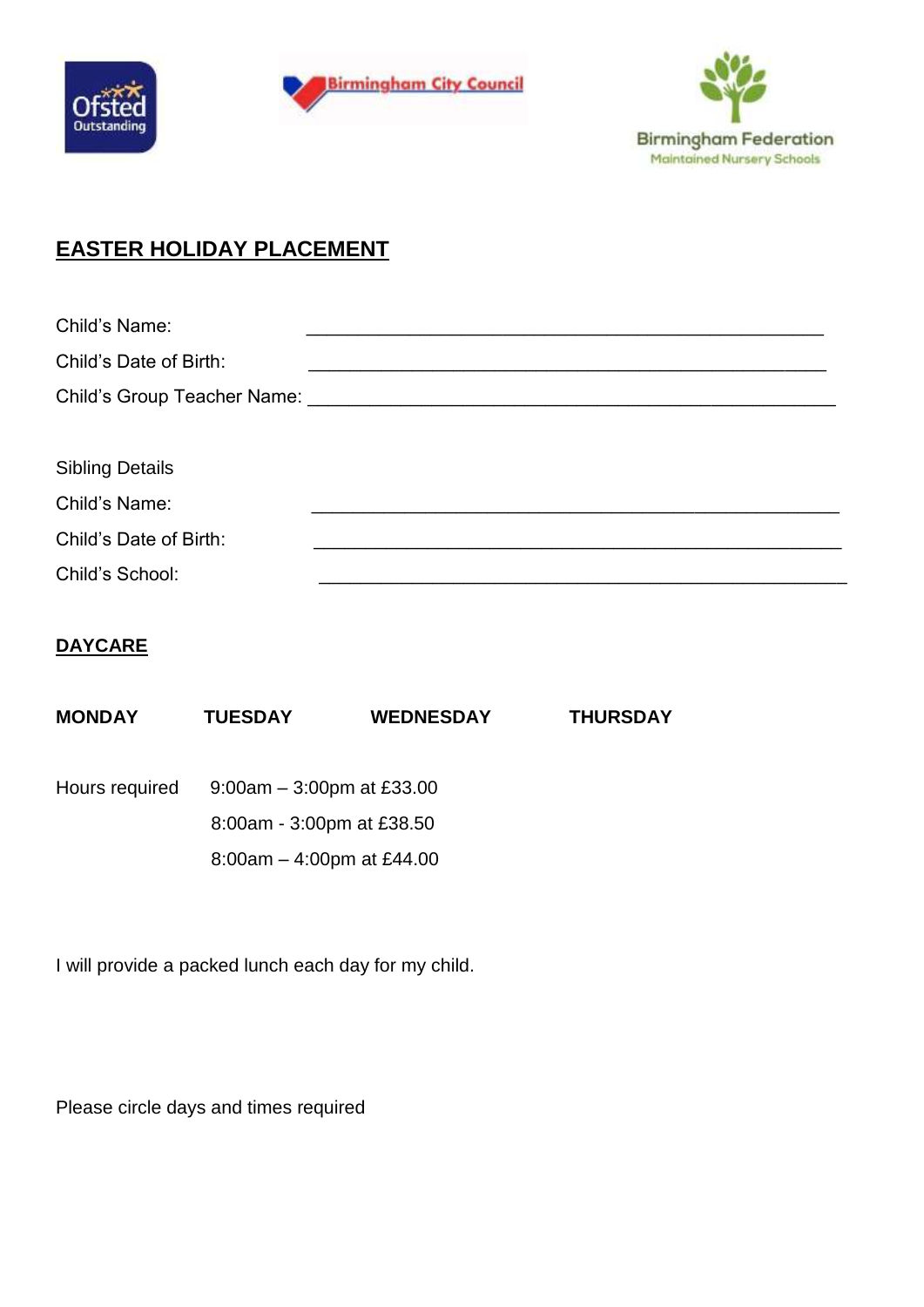## EASTER HOLIDAY PLACEMENT

Child's Name: _______________________________________________

Child's Date of Birth: _______________________________________________

Child's Group Teacher Name: _______________________________________________

Sibling Details

Child's Name: _______________________________________________

Child's Date of Birth: _______________________________________________

Child's School: _______________________________________________

### DAYCARE

**MONDAY** **TUESDAY** **WEDNESDAY** **THURSDAY**

Hours required
9:00am – 3:00pm at £33.00
8:00am - 3:00pm at £38.50
8:00am – 4:00pm at £44.00

I will provide a packed lunch each day for my child.

Please circle days and times required